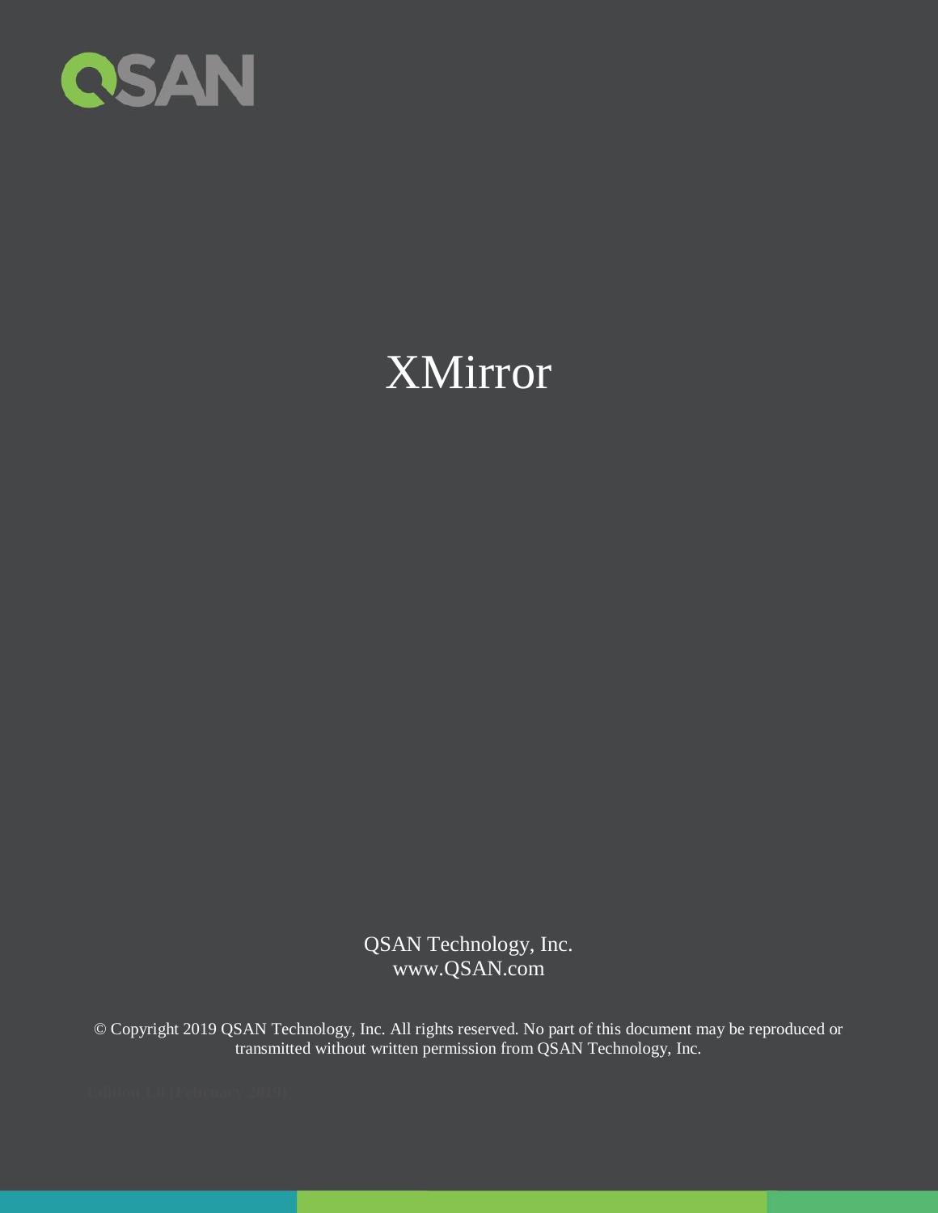QSAN

# XMirror

QSAN Technology, Inc.
www.QSAN.com

© Copyright 2019 QSAN Technology, Inc. All rights reserved. No part of this document may be reproduced or transmitted without written permission from QSAN Technology, Inc.

Edition 1.0 (February 2019)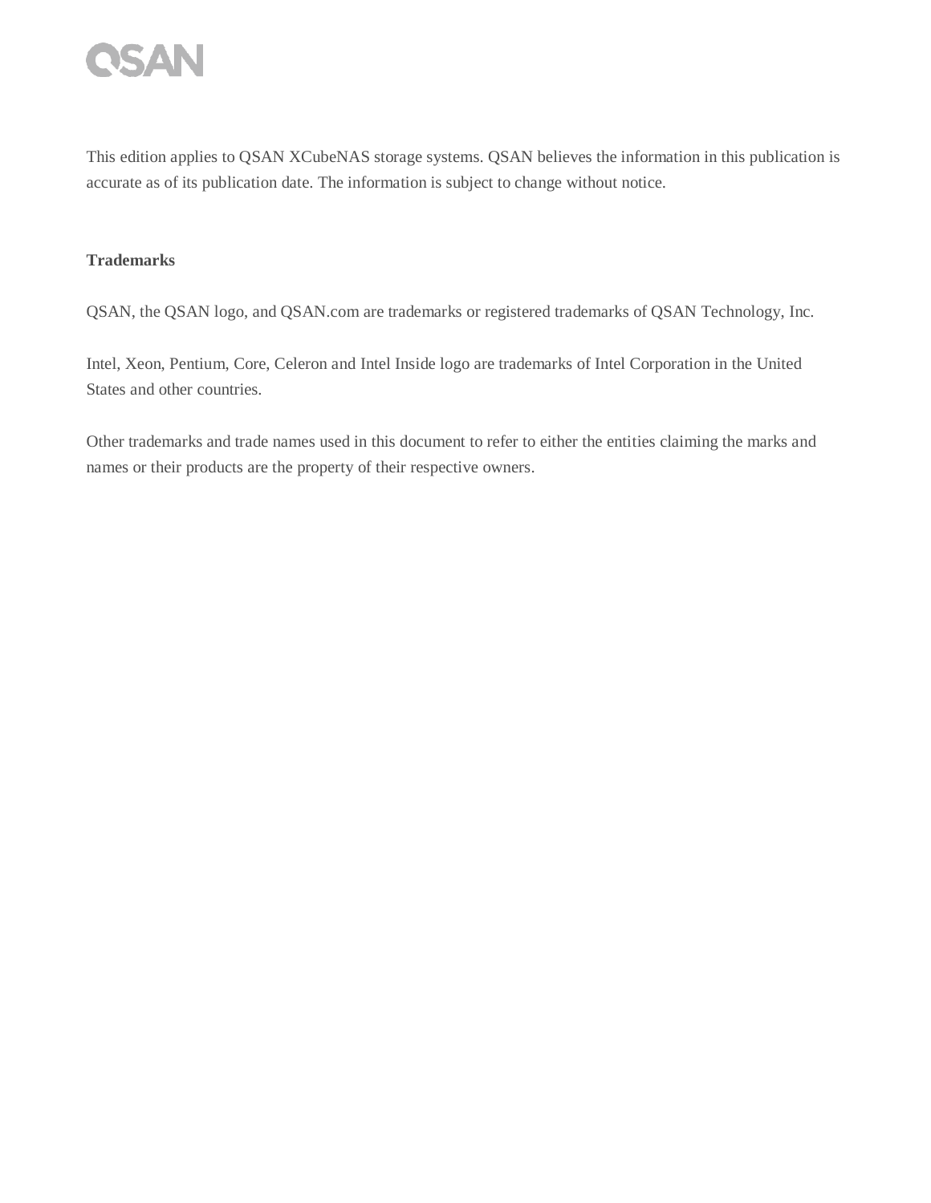This edition applies to QSAN XCubeNAS storage systems. QSAN believes the information in this publication is accurate as of its publication date. The information is subject to change without notice.

**Trademarks**

QSAN, the QSAN logo, and QSAN.com are trademarks or registered trademarks of QSAN Technology, Inc.

Intel, Xeon, Pentium, Core, Celeron and Intel Inside logo are trademarks of Intel Corporation in the United States and other countries.

Other trademarks and trade names used in this document to refer to either the entities claiming the marks and names or their products are the property of their respective owners.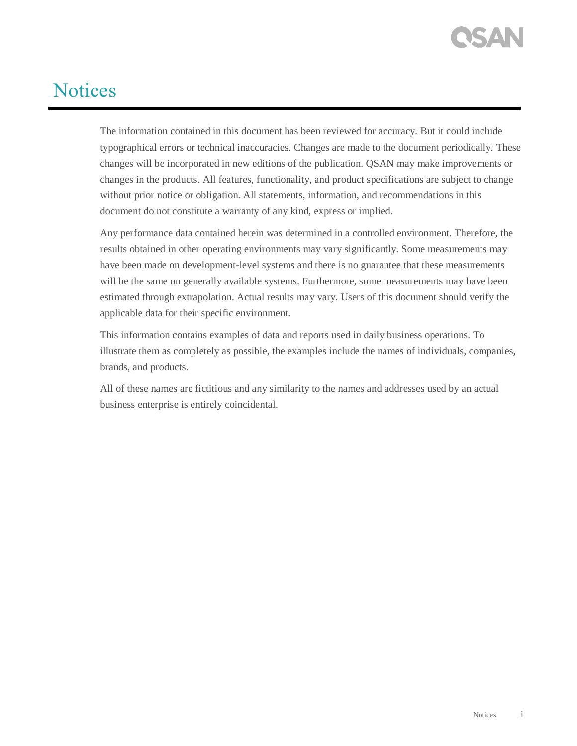# Notices

The information contained in this document has been reviewed for accuracy. But it could include typographical errors or technical inaccuracies. Changes are made to the document periodically. These changes will be incorporated in new editions of the publication. QSAN may make improvements or changes in the products. All features, functionality, and product specifications are subject to change without prior notice or obligation. All statements, information, and recommendations in this document do not constitute a warranty of any kind, express or implied.

Any performance data contained herein was determined in a controlled environment. Therefore, the results obtained in other operating environments may vary significantly. Some measurements may have been made on development-level systems and there is no guarantee that these measurements will be the same on generally available systems. Furthermore, some measurements may have been estimated through extrapolation. Actual results may vary. Users of this document should verify the applicable data for their specific environment.

This information contains examples of data and reports used in daily business operations. To illustrate them as completely as possible, the examples include the names of individuals, companies, brands, and products.

All of these names are fictitious and any similarity to the names and addresses used by an actual business enterprise is entirely coincidental.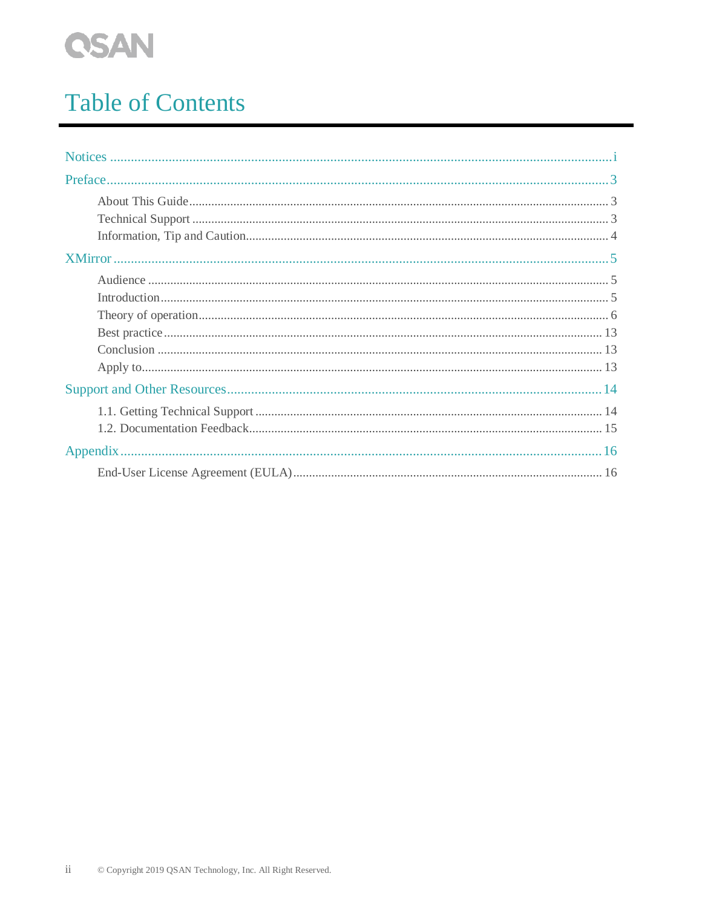# Table of Contents

Notices ..... i

Preface ..... 3

- About This Guide ..... 3
- Technical Support ..... 3
- Information, Tip and Caution ..... 4

XMirror ..... 5

- Audience ..... 5
- Introduction ..... 5
- Theory of operation ..... 6
- Best practice ..... 13
- Conclusion ..... 13
- Apply to ..... 13

Support and Other Resources ..... 14

- 1.1. Getting Technical Support ..... 14
- 1.2. Documentation Feedback ..... 15

Appendix ..... 16

- End-User License Agreement (EULA) ..... 16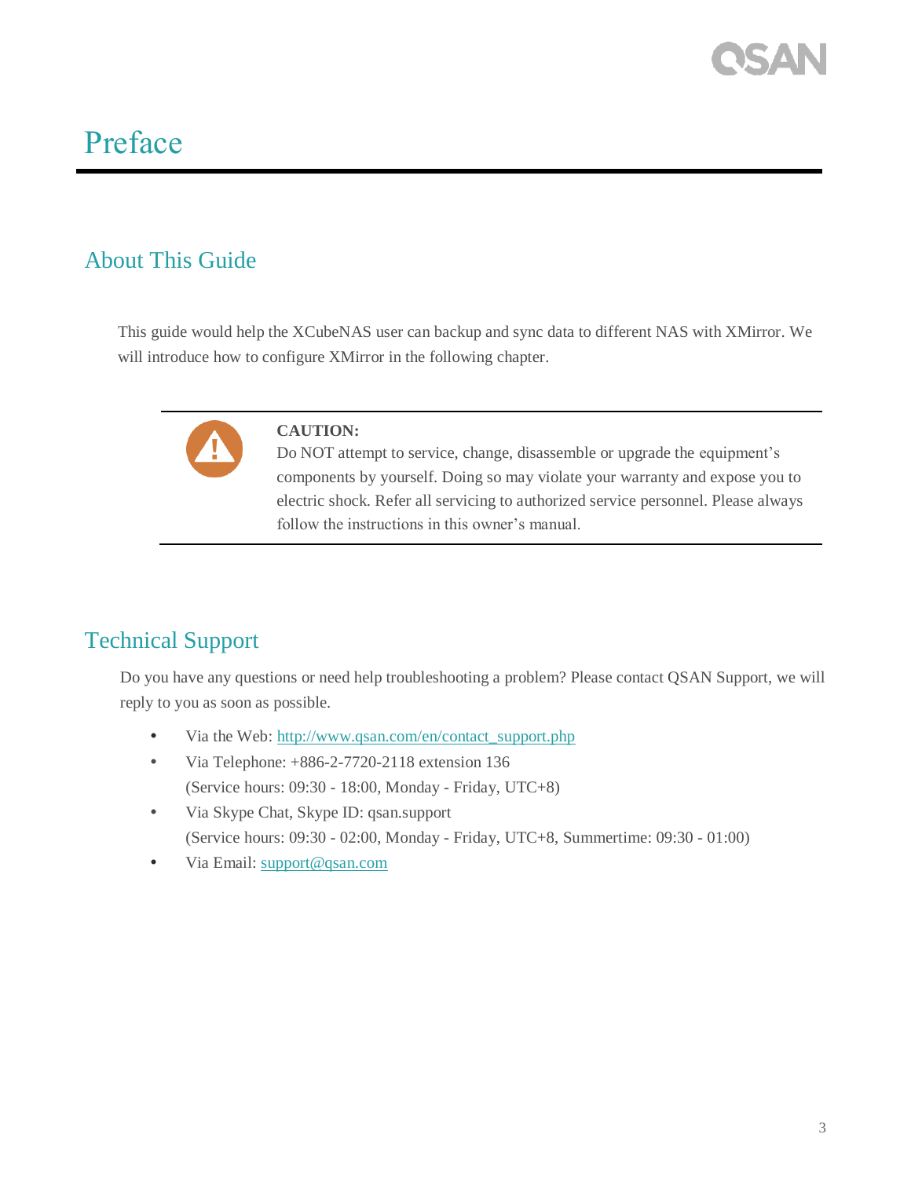# Preface

## About This Guide

This guide would help the XCubeNAS user can backup and sync data to different NAS with XMirror. We will introduce how to configure XMirror in the following chapter.

> **CAUTION:**
> Do NOT attempt to service, change, disassemble or upgrade the equipment's components by yourself. Doing so may violate your warranty and expose you to electric shock. Refer all servicing to authorized service personnel. Please always follow the instructions in this owner's manual.

## Technical Support

Do you have any questions or need help troubleshooting a problem? Please contact QSAN Support, we will reply to you as soon as possible.

- Via the Web: [http://www.qsan.com/en/contact_support.php](http://www.qsan.com/en/contact_support.php)
- Via Telephone: +886-2-7720-2118 extension 136
  (Service hours: 09:30 - 18:00, Monday - Friday, UTC+8)
- Via Skype Chat, Skype ID: qsan.support
  (Service hours: 09:30 - 02:00, Monday - Friday, UTC+8, Summertime: 09:30 - 01:00)
- Via Email: [support@qsan.com](mailto:support@qsan.com)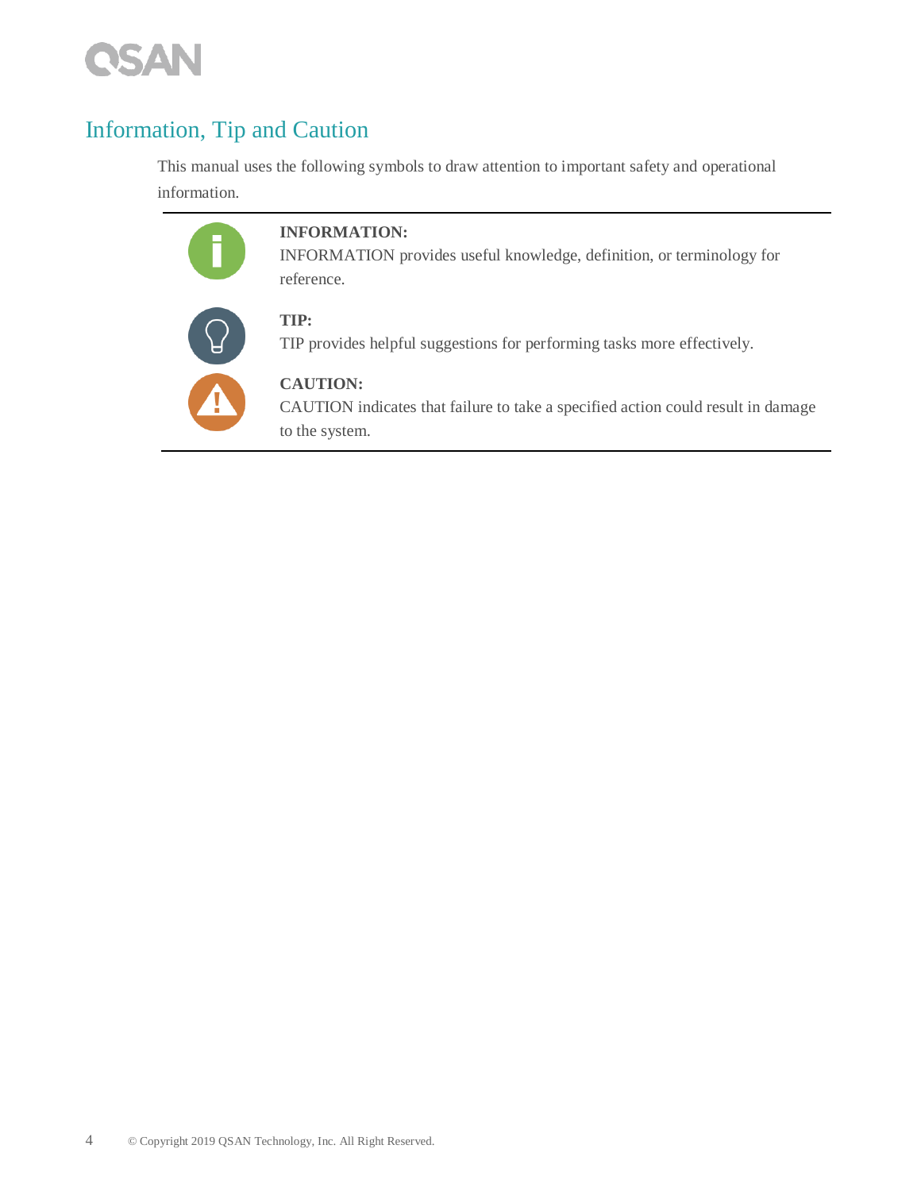## Information, Tip and Caution

This manual uses the following symbols to draw attention to important safety and operational information.

**INFORMATION:**
INFORMATION provides useful knowledge, definition, or terminology for reference.

**TIP:**
TIP provides helpful suggestions for performing tasks more effectively.

**CAUTION:**
CAUTION indicates that failure to take a specified action could result in damage to the system.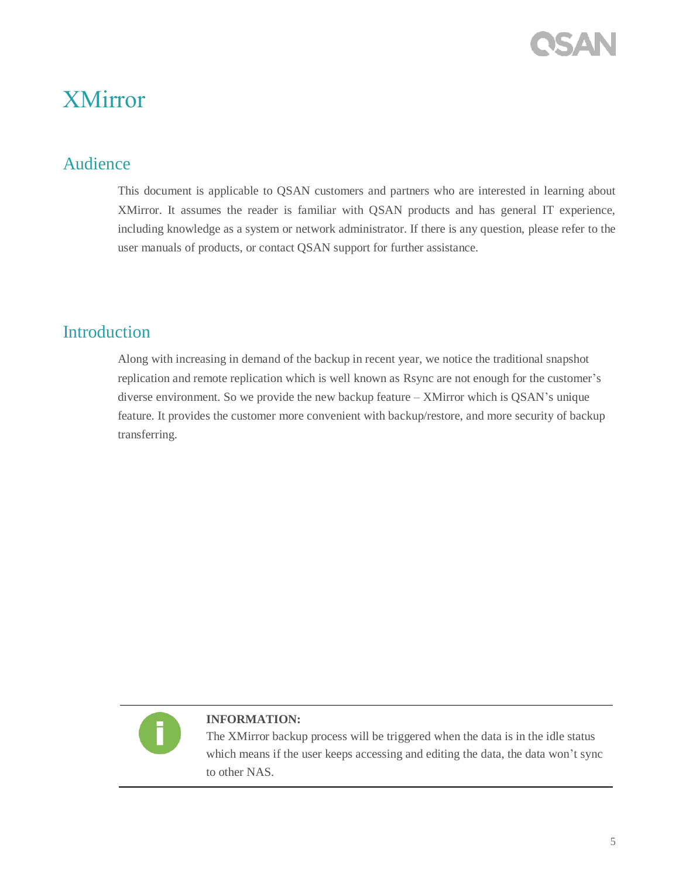# XMirror

## Audience

This document is applicable to QSAN customers and partners who are interested in learning about XMirror. It assumes the reader is familiar with QSAN products and has general IT experience, including knowledge as a system or network administrator. If there is any question, please refer to the user manuals of products, or contact QSAN support for further assistance.

## Introduction

Along with increasing in demand of the backup in recent year, we notice the traditional snapshot replication and remote replication which is well known as Rsync are not enough for the customer's diverse environment. So we provide the new backup feature – XMirror which is QSAN's unique feature. It provides the customer more convenient with backup/restore, and more security of backup transferring.

**INFORMATION:**
The XMirror backup process will be triggered when the data is in the idle status which means if the user keeps accessing and editing the data, the data won't sync to other NAS.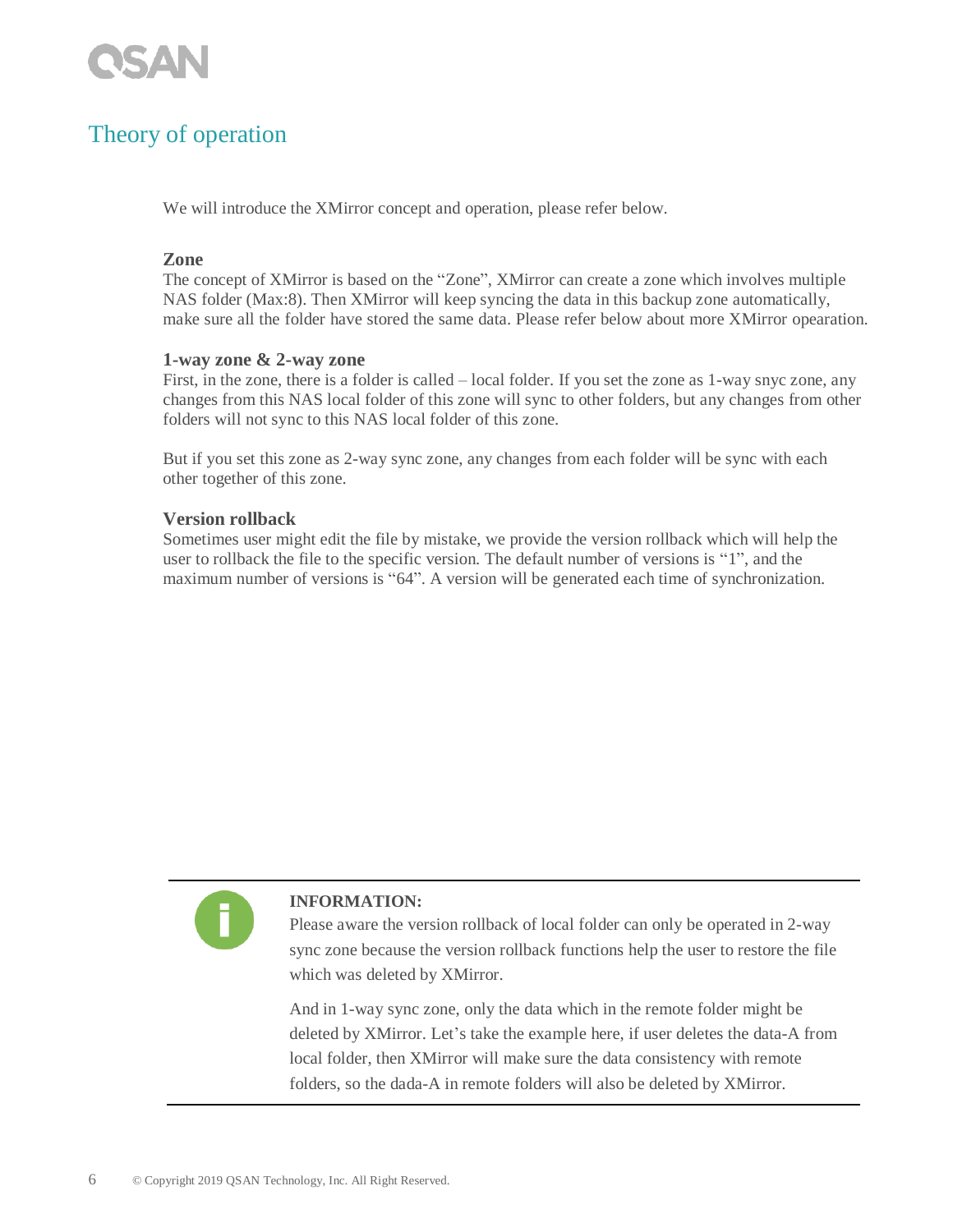# Theory of operation

We will introduce the XMirror concept and operation, please refer below.

### Zone

The concept of XMirror is based on the "Zone", XMirror can create a zone which involves multiple NAS folder (Max:8). Then XMirror will keep syncing the data in this backup zone automatically, make sure all the folder have stored the same data. Please refer below about more XMirror opearation.

### 1-way zone & 2-way zone

First, in the zone, there is a folder is called – local folder. If you set the zone as 1-way snyc zone, any changes from this NAS local folder of this zone will sync to other folders, but any changes from other folders will not sync to this NAS local folder of this zone.

But if you set this zone as 2-way sync zone, any changes from each folder will be sync with each other together of this zone.

### Version rollback

Sometimes user might edit the file by mistake, we provide the version rollback which will help the user to rollback the file to the specific version. The default number of versions is "1", and the maximum number of versions is "64". A version will be generated each time of synchronization.

---

**INFORMATION:**

Please aware the version rollback of local folder can only be operated in 2-way sync zone because the version rollback functions help the user to restore the file which was deleted by XMirror.

And in 1-way sync zone, only the data which in the remote folder might be deleted by XMirror. Let's take the example here, if user deletes the data-A from local folder, then XMirror will make sure the data consistency with remote folders, so the dada-A in remote folders will also be deleted by XMirror.

---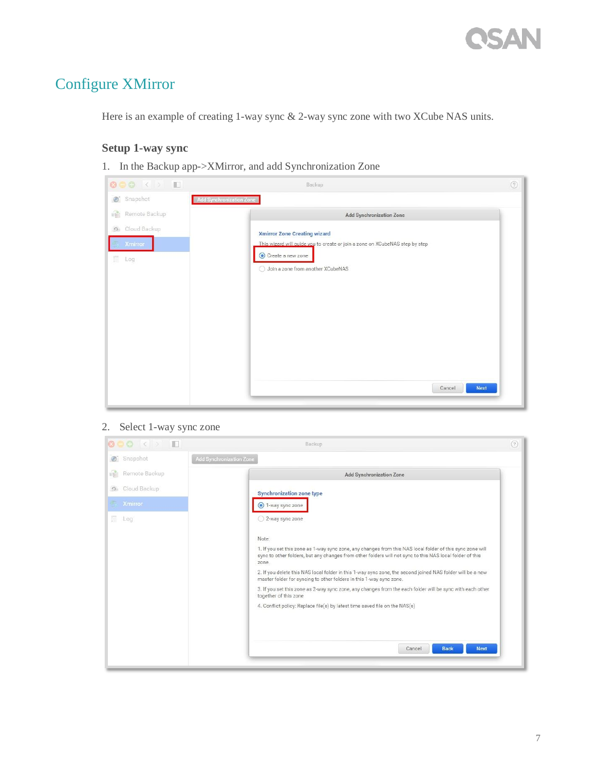## Configure XMirror

Here is an example of creating 1-way sync & 2-way sync zone with two XCube NAS units.

### Setup 1-way sync

1. In the Backup app->XMirror, and add Synchronization Zone

2. Select 1-way sync zone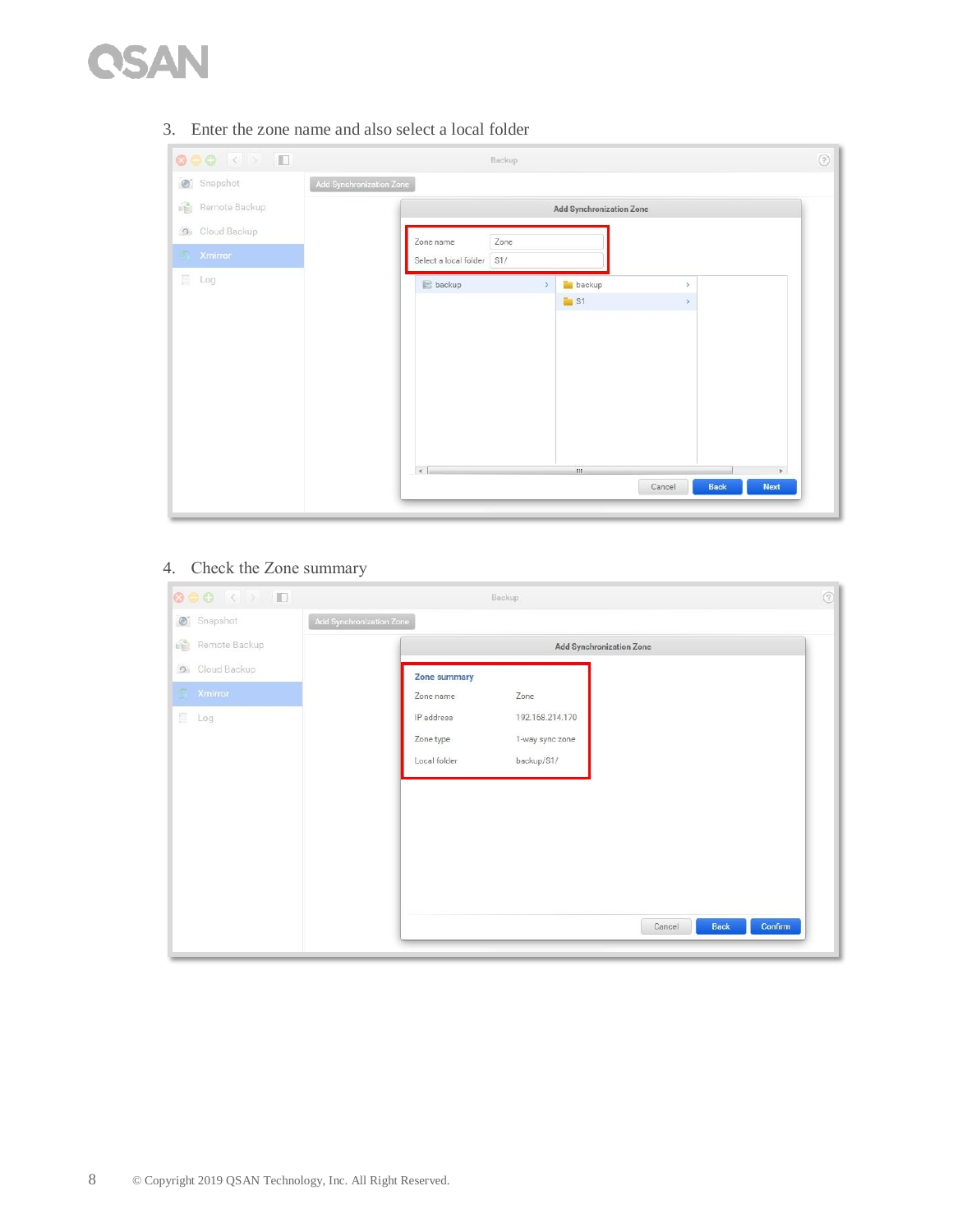3. Enter the zone name and also select a local folder

4. Check the Zone summary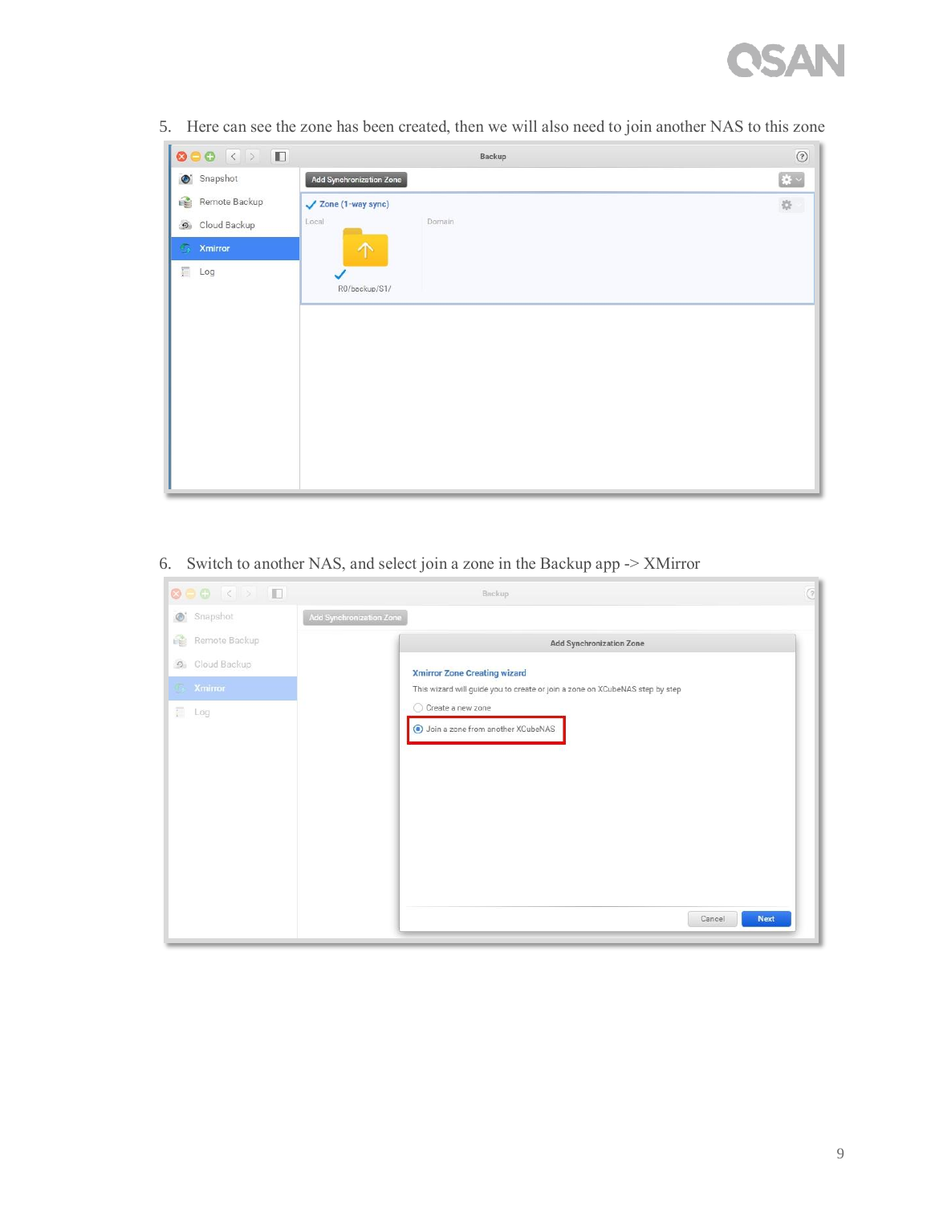5. Here can see the zone has been created, then we will also need to join another NAS to this zone

6. Switch to another NAS, and select join a zone in the Backup app -> XMirror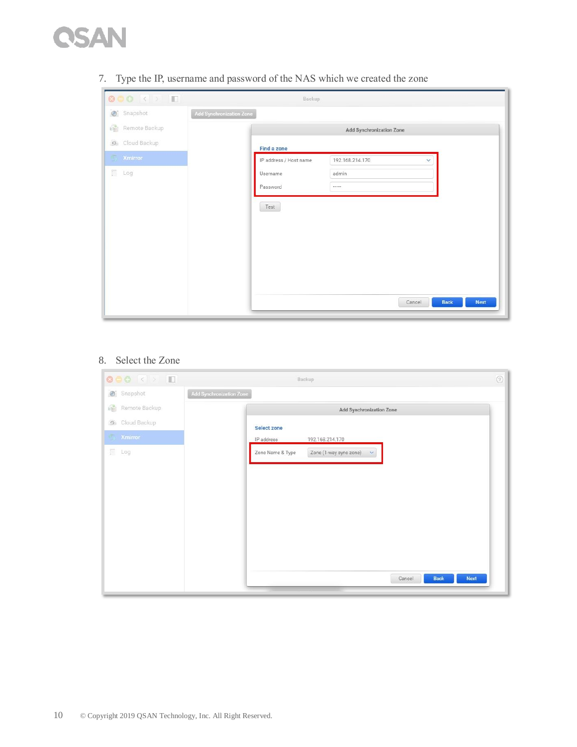7. Type the IP, username and password of the NAS which we created the zone

8. Select the Zone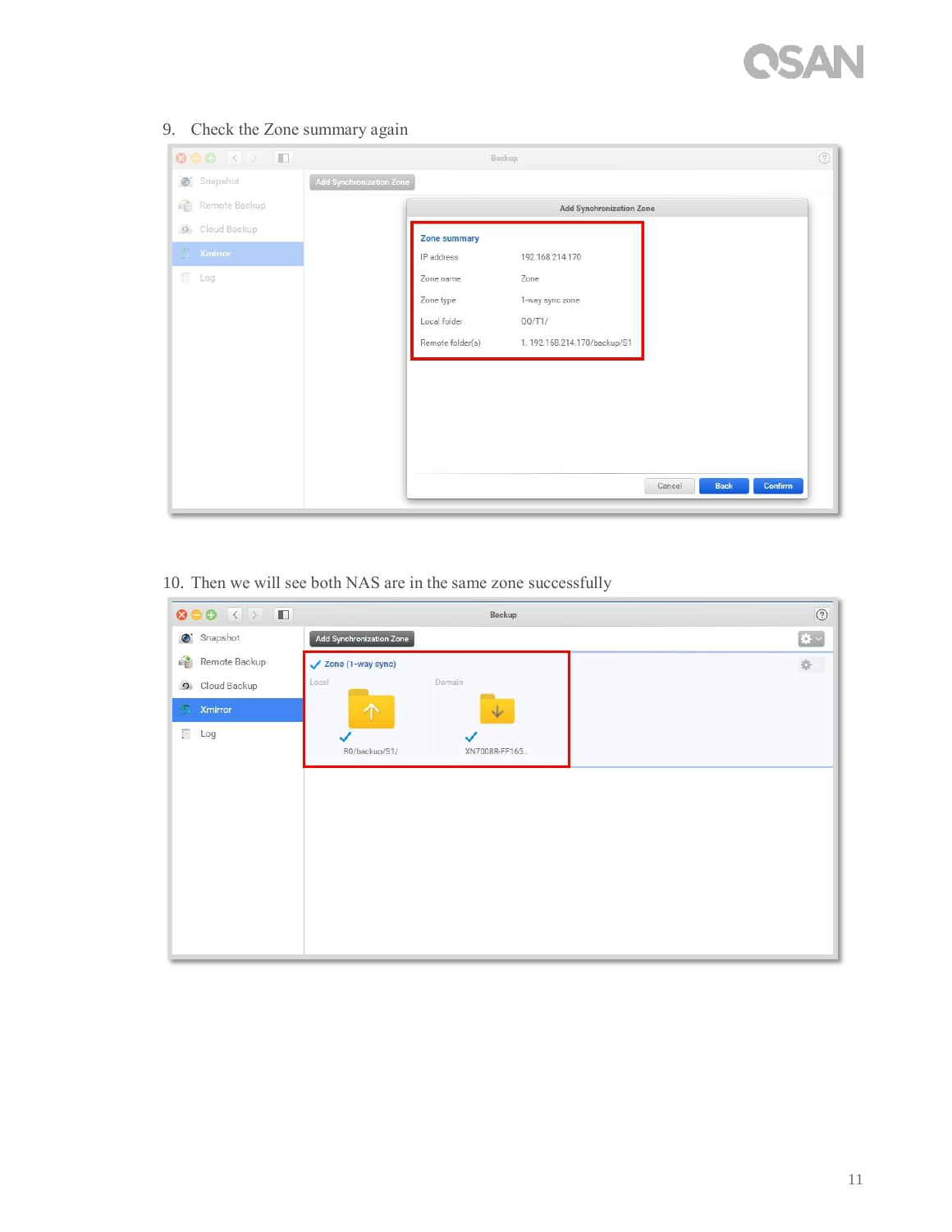9. Check the Zone summary again

10. Then we will see both NAS are in the same zone successfully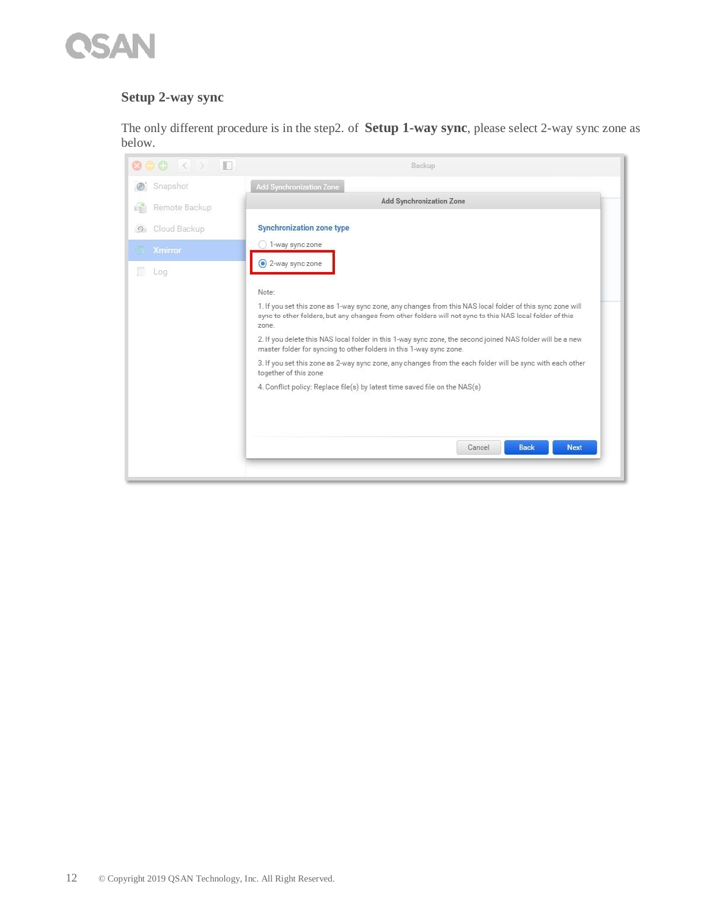### Setup 2-way sync

The only different procedure is in the step2. of **Setup 1-way sync**, please select 2-way sync zone as below.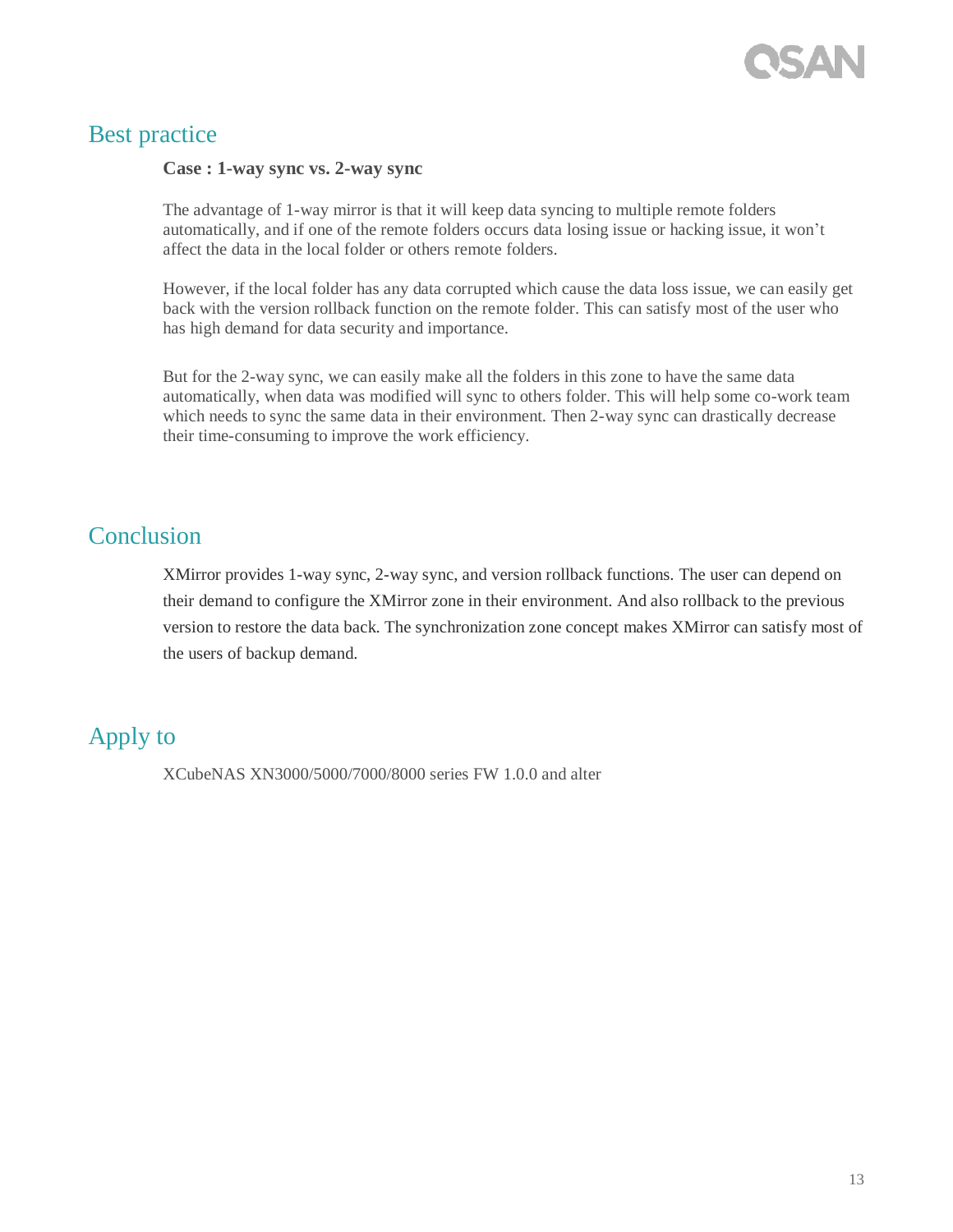## Best practice

**Case : 1-way sync vs. 2-way sync**

The advantage of 1-way mirror is that it will keep data syncing to multiple remote folders automatically, and if one of the remote folders occurs data losing issue or hacking issue, it won't affect the data in the local folder or others remote folders.

However, if the local folder has any data corrupted which cause the data loss issue, we can easily get back with the version rollback function on the remote folder. This can satisfy most of the user who has high demand for data security and importance.

But for the 2-way sync, we can easily make all the folders in this zone to have the same data automatically, when data was modified will sync to others folder. This will help some co-work team which needs to sync the same data in their environment. Then 2-way sync can drastically decrease their time-consuming to improve the work efficiency.

## Conclusion

XMirror provides 1-way sync, 2-way sync, and version rollback functions. The user can depend on their demand to configure the XMirror zone in their environment. And also rollback to the previous version to restore the data back. The synchronization zone concept makes XMirror can satisfy most of the users of backup demand.

## Apply to

XCubeNAS XN3000/5000/7000/8000 series FW 1.0.0 and alter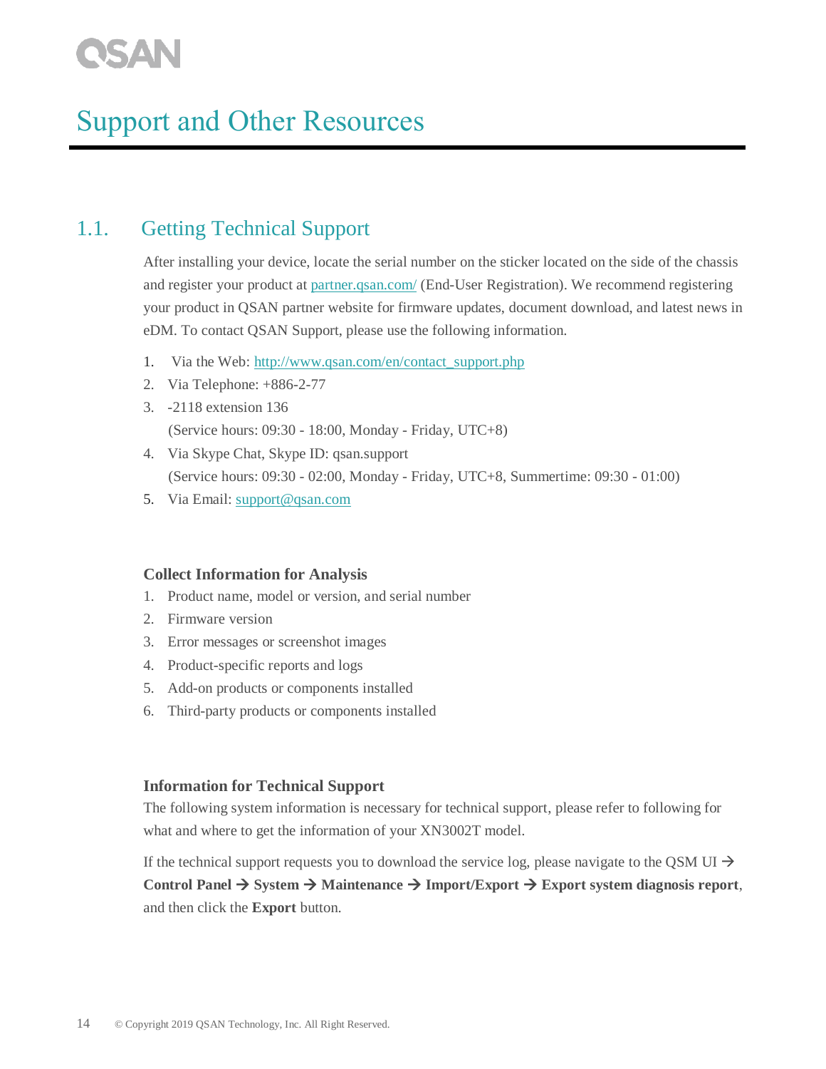# Support and Other Resources

## 1.1. Getting Technical Support

After installing your device, locate the serial number on the sticker located on the side of the chassis and register your product at partner.qsan.com/ (End-User Registration). We recommend registering your product in QSAN partner website for firmware updates, document download, and latest news in eDM. To contact QSAN Support, please use the following information.

1. Via the Web: http://www.qsan.com/en/contact_support.php
2. Via Telephone: +886-2-77
3. -2118 extension 136
   (Service hours: 09:30 - 18:00, Monday - Friday, UTC+8)
4. Via Skype Chat, Skype ID: qsan.support
   (Service hours: 09:30 - 02:00, Monday - Friday, UTC+8, Summertime: 09:30 - 01:00)
5. Via Email: support@qsan.com

**Collect Information for Analysis**

1. Product name, model or version, and serial number
2. Firmware version
3. Error messages or screenshot images
4. Product-specific reports and logs
5. Add-on products or components installed
6. Third-party products or components installed

**Information for Technical Support**

The following system information is necessary for technical support, please refer to following for what and where to get the information of your XN3002T model.

If the technical support requests you to download the service log, please navigate to the QSM UI → **Control Panel** → **System** → **Maintenance** → **Import/Export** → **Export system diagnosis report**, and then click the **Export** button.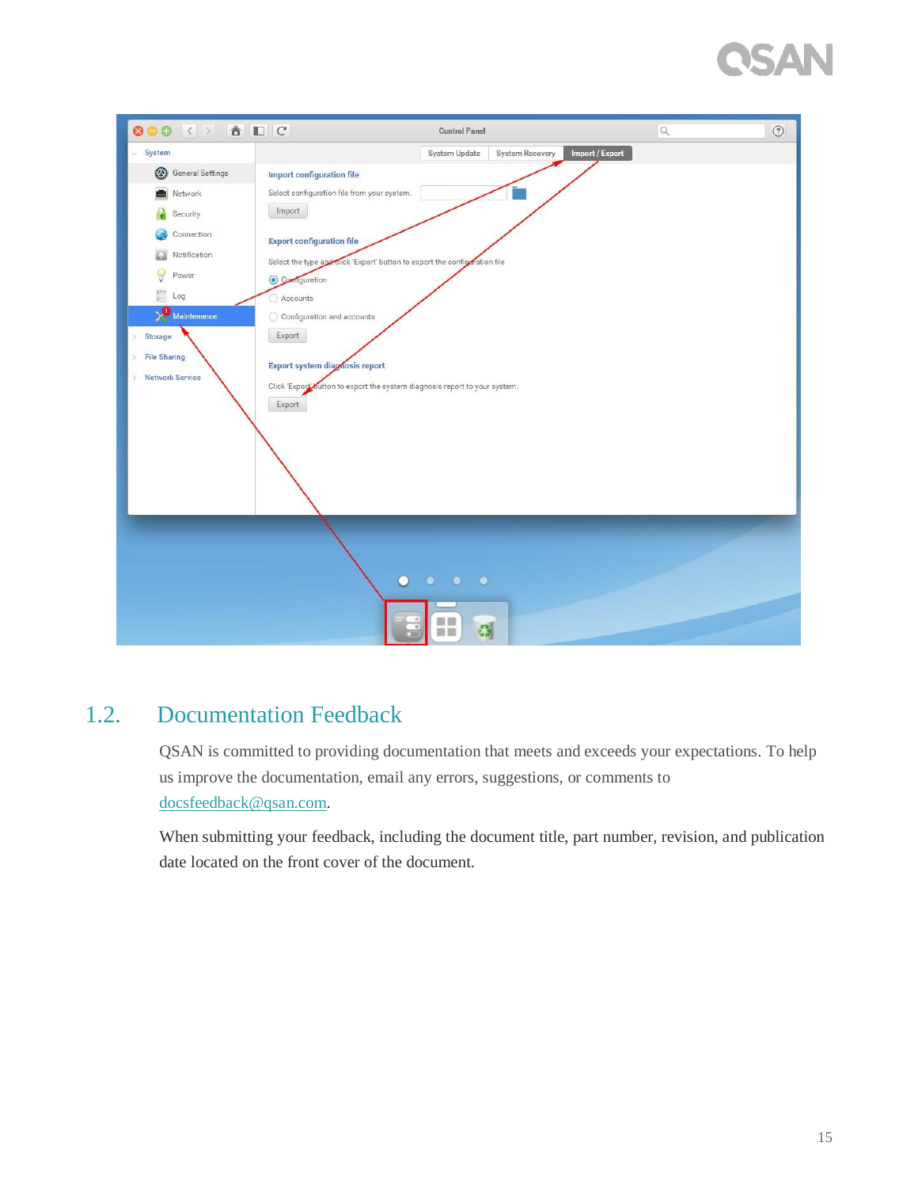## 1.2. Documentation Feedback

QSAN is committed to providing documentation that meets and exceeds your expectations. To help us improve the documentation, email any errors, suggestions, or comments to docsfeedback@qsan.com.

When submitting your feedback, including the document title, part number, revision, and publication date located on the front cover of the document.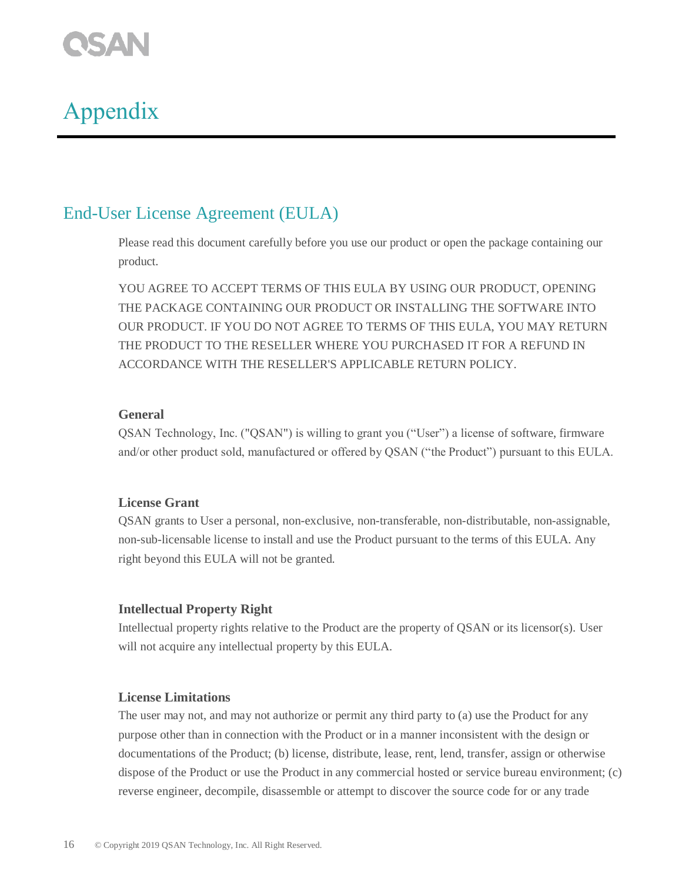# Appendix

## End-User License Agreement (EULA)

Please read this document carefully before you use our product or open the package containing our product.

YOU AGREE TO ACCEPT TERMS OF THIS EULA BY USING OUR PRODUCT, OPENING THE PACKAGE CONTAINING OUR PRODUCT OR INSTALLING THE SOFTWARE INTO OUR PRODUCT. IF YOU DO NOT AGREE TO TERMS OF THIS EULA, YOU MAY RETURN THE PRODUCT TO THE RESELLER WHERE YOU PURCHASED IT FOR A REFUND IN ACCORDANCE WITH THE RESELLER'S APPLICABLE RETURN POLICY.

**General**

QSAN Technology, Inc. ("QSAN") is willing to grant you ("User") a license of software, firmware and/or other product sold, manufactured or offered by QSAN ("the Product") pursuant to this EULA.

**License Grant**

QSAN grants to User a personal, non-exclusive, non-transferable, non-distributable, non-assignable, non-sub-licensable license to install and use the Product pursuant to the terms of this EULA. Any right beyond this EULA will not be granted.

**Intellectual Property Right**

Intellectual property rights relative to the Product are the property of QSAN or its licensor(s). User will not acquire any intellectual property by this EULA.

**License Limitations**

The user may not, and may not authorize or permit any third party to (a) use the Product for any purpose other than in connection with the Product or in a manner inconsistent with the design or documentations of the Product; (b) license, distribute, lease, rent, lend, transfer, assign or otherwise dispose of the Product or use the Product in any commercial hosted or service bureau environment; (c) reverse engineer, decompile, disassemble or attempt to discover the source code for or any trade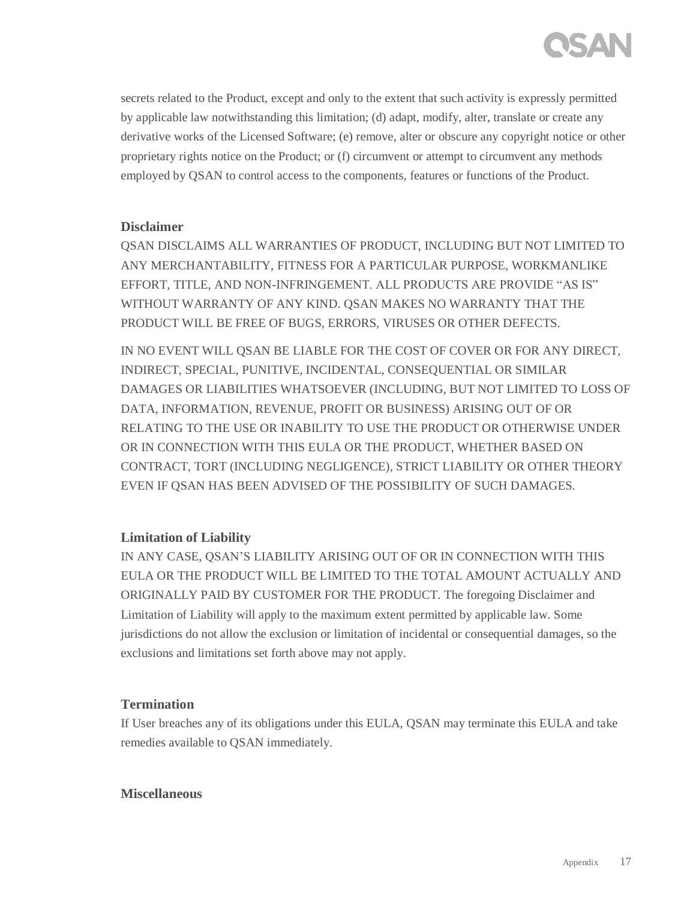secrets related to the Product, except and only to the extent that such activity is expressly permitted by applicable law notwithstanding this limitation; (d) adapt, modify, alter, translate or create any derivative works of the Licensed Software; (e) remove, alter or obscure any copyright notice or other proprietary rights notice on the Product; or (f) circumvent or attempt to circumvent any methods employed by QSAN to control access to the components, features or functions of the Product.

**Disclaimer**

QSAN DISCLAIMS ALL WARRANTIES OF PRODUCT, INCLUDING BUT NOT LIMITED TO ANY MERCHANTABILITY, FITNESS FOR A PARTICULAR PURPOSE, WORKMANLIKE EFFORT, TITLE, AND NON-INFRINGEMENT. ALL PRODUCTS ARE PROVIDE "AS IS" WITHOUT WARRANTY OF ANY KIND. QSAN MAKES NO WARRANTY THAT THE PRODUCT WILL BE FREE OF BUGS, ERRORS, VIRUSES OR OTHER DEFECTS.

IN NO EVENT WILL QSAN BE LIABLE FOR THE COST OF COVER OR FOR ANY DIRECT, INDIRECT, SPECIAL, PUNITIVE, INCIDENTAL, CONSEQUENTIAL OR SIMILAR DAMAGES OR LIABILITIES WHATSOEVER (INCLUDING, BUT NOT LIMITED TO LOSS OF DATA, INFORMATION, REVENUE, PROFIT OR BUSINESS) ARISING OUT OF OR RELATING TO THE USE OR INABILITY TO USE THE PRODUCT OR OTHERWISE UNDER OR IN CONNECTION WITH THIS EULA OR THE PRODUCT, WHETHER BASED ON CONTRACT, TORT (INCLUDING NEGLIGENCE), STRICT LIABILITY OR OTHER THEORY EVEN IF QSAN HAS BEEN ADVISED OF THE POSSIBILITY OF SUCH DAMAGES.

**Limitation of Liability**

IN ANY CASE, QSAN'S LIABILITY ARISING OUT OF OR IN CONNECTION WITH THIS EULA OR THE PRODUCT WILL BE LIMITED TO THE TOTAL AMOUNT ACTUALLY AND ORIGINALLY PAID BY CUSTOMER FOR THE PRODUCT. The foregoing Disclaimer and Limitation of Liability will apply to the maximum extent permitted by applicable law. Some jurisdictions do not allow the exclusion or limitation of incidental or consequential damages, so the exclusions and limitations set forth above may not apply.

**Termination**

If User breaches any of its obligations under this EULA, QSAN may terminate this EULA and take remedies available to QSAN immediately.

**Miscellaneous**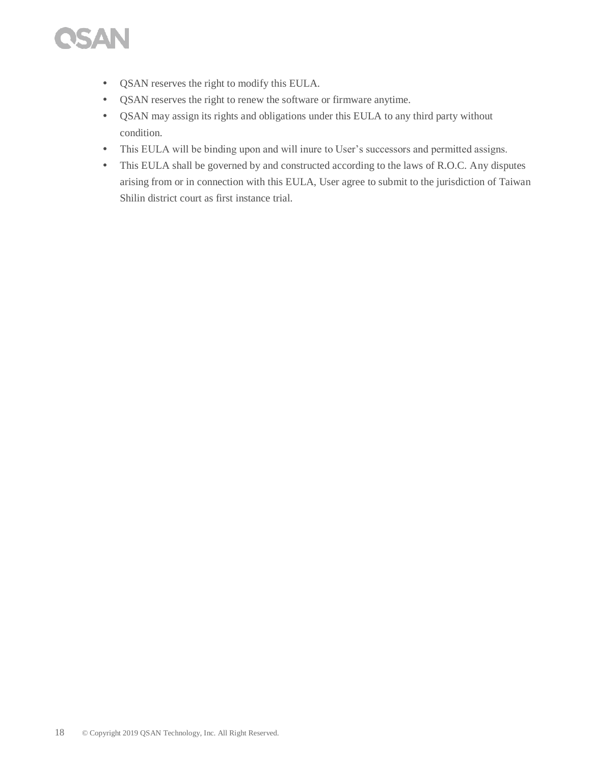- QSAN reserves the right to modify this EULA.
- QSAN reserves the right to renew the software or firmware anytime.
- QSAN may assign its rights and obligations under this EULA to any third party without condition.
- This EULA will be binding upon and will inure to User's successors and permitted assigns.
- This EULA shall be governed by and constructed according to the laws of R.O.C. Any disputes arising from or in connection with this EULA, User agree to submit to the jurisdiction of Taiwan Shilin district court as first instance trial.